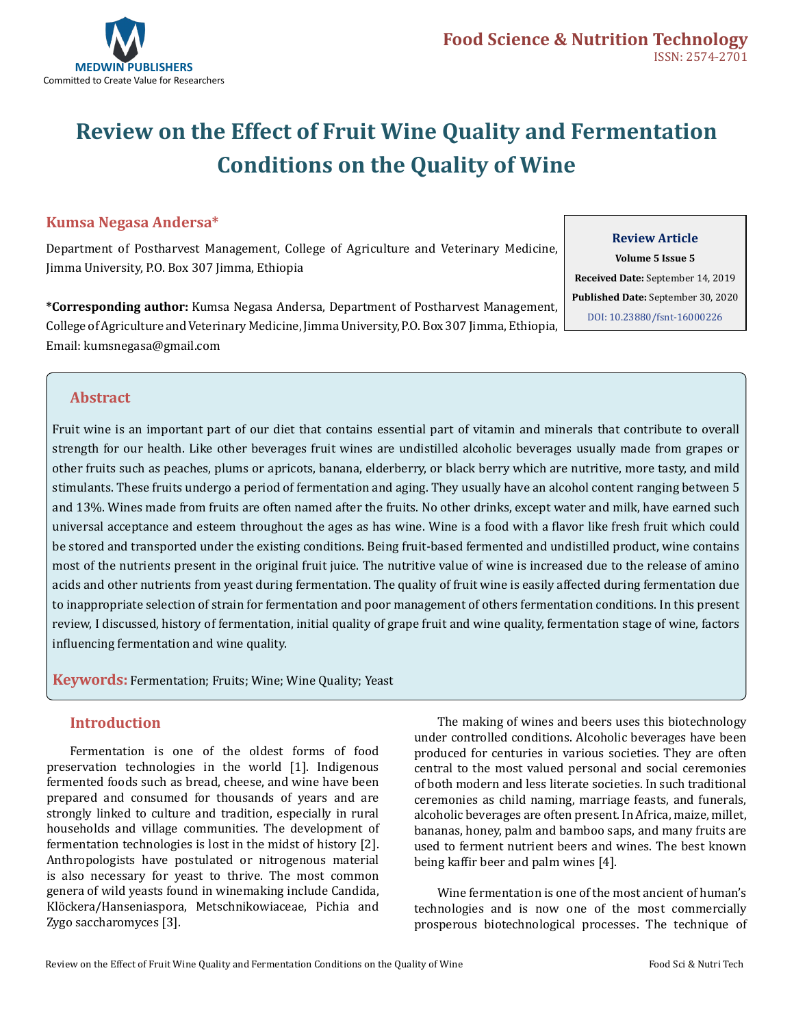# Review on the Effect of Fruit Wine Quality and Fermentation Conditions on the Quality of Wine

**Kumsa Negasa Andersa***

Department of Postharvest Management, College of Agriculture and Veterinary Medicine, Jimma University, P.O. Box 307 Jimma, Ethiopia

***Corresponding author:** Kumsa Negasa Andersa, Department of Postharvest Management, College of Agriculture and Veterinary Medicine, Jimma University, P.O. Box 307 Jimma, Ethiopia, Email: kumsnegasa@gmail.com

**Review Article**
**Volume 5 Issue 5**
**Received Date:** September 14, 2019
**Published Date:** September 30, 2020
DOI: 10.23880/fsnt-16000226

## Abstract

Fruit wine is an important part of our diet that contains essential part of vitamin and minerals that contribute to overall strength for our health. Like other beverages fruit wines are undistilled alcoholic beverages usually made from grapes or other fruits such as peaches, plums or apricots, banana, elderberry, or black berry which are nutritive, more tasty, and mild stimulants. These fruits undergo a period of fermentation and aging. They usually have an alcohol content ranging between 5 and 13%. Wines made from fruits are often named after the fruits. No other drinks, except water and milk, have earned such universal acceptance and esteem throughout the ages as has wine. Wine is a food with a flavor like fresh fruit which could be stored and transported under the existing conditions. Being fruit-based fermented and undistilled product, wine contains most of the nutrients present in the original fruit juice. The nutritive value of wine is increased due to the release of amino acids and other nutrients from yeast during fermentation. The quality of fruit wine is easily affected during fermentation due to inappropriate selection of strain for fermentation and poor management of others fermentation conditions. In this present review, I discussed, history of fermentation, initial quality of grape fruit and wine quality, fermentation stage of wine, factors influencing fermentation and wine quality.

**Keywords:** Fermentation; Fruits; Wine; Wine Quality; Yeast

## Introduction

Fermentation is one of the oldest forms of food preservation technologies in the world [1]. Indigenous fermented foods such as bread, cheese, and wine have been prepared and consumed for thousands of years and are strongly linked to culture and tradition, especially in rural households and village communities. The development of fermentation technologies is lost in the midst of history [2]. Anthropologists have postulated or nitrogenous material is also necessary for yeast to thrive. The most common genera of wild yeasts found in winemaking include Candida, Klöckera/Hanseniaspora, Metschnikowiaceae, Pichia and Zygo saccharomyces [3].

The making of wines and beers uses this biotechnology under controlled conditions. Alcoholic beverages have been produced for centuries in various societies. They are often central to the most valued personal and social ceremonies of both modern and less literate societies. In such traditional ceremonies as child naming, marriage feasts, and funerals, alcoholic beverages are often present. In Africa, maize, millet, bananas, honey, palm and bamboo saps, and many fruits are used to ferment nutrient beers and wines. The best known being kaffir beer and palm wines [4].

Wine fermentation is one of the most ancient of human's technologies and is now one of the most commercially prosperous biotechnological processes. The technique of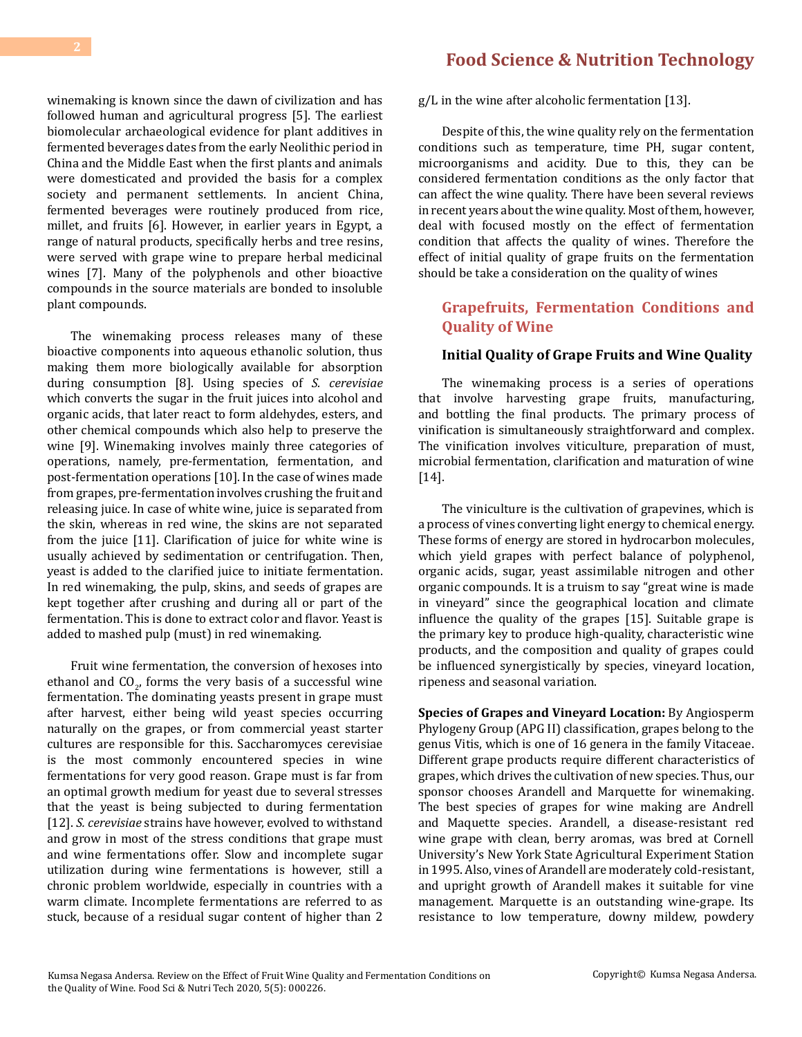winemaking is known since the dawn of civilization and has followed human and agricultural progress [5]. The earliest biomolecular archaeological evidence for plant additives in fermented beverages dates from the early Neolithic period in China and the Middle East when the first plants and animals were domesticated and provided the basis for a complex society and permanent settlements. In ancient China, fermented beverages were routinely produced from rice, millet, and fruits [6]. However, in earlier years in Egypt, a range of natural products, specifically herbs and tree resins, were served with grape wine to prepare herbal medicinal wines [7]. Many of the polyphenols and other bioactive compounds in the source materials are bonded to insoluble plant compounds.

The winemaking process releases many of these bioactive components into aqueous ethanolic solution, thus making them more biologically available for absorption during consumption [8]. Using species of *S. cerevisiae* which converts the sugar in the fruit juices into alcohol and organic acids, that later react to form aldehydes, esters, and other chemical compounds which also help to preserve the wine [9]. Winemaking involves mainly three categories of operations, namely, pre-fermentation, fermentation, and post-fermentation operations [10]. In the case of wines made from grapes, pre-fermentation involves crushing the fruit and releasing juice. In case of white wine, juice is separated from the skin, whereas in red wine, the skins are not separated from the juice [11]. Clarification of juice for white wine is usually achieved by sedimentation or centrifugation. Then, yeast is added to the clarified juice to initiate fermentation. In red winemaking, the pulp, skins, and seeds of grapes are kept together after crushing and during all or part of the fermentation. This is done to extract color and flavor. Yeast is added to mashed pulp (must) in red winemaking.

Fruit wine fermentation, the conversion of hexoses into ethanol and $CO_2$, forms the very basis of a successful wine fermentation. The dominating yeasts present in grape must after harvest, either being wild yeast species occurring naturally on the grapes, or from commercial yeast starter cultures are responsible for this. Saccharomyces cerevisiae is the most commonly encountered species in wine fermentations for very good reason. Grape must is far from an optimal growth medium for yeast due to several stresses that the yeast is being subjected to during fermentation [12]. *S. cerevisiae* strains have however, evolved to withstand and grow in most of the stress conditions that grape must and wine fermentations offer. Slow and incomplete sugar utilization during wine fermentations is however, still a chronic problem worldwide, especially in countries with a warm climate. Incomplete fermentations are referred to as stuck, because of a residual sugar content of higher than 2 g/L in the wine after alcoholic fermentation [13].

Despite of this, the wine quality rely on the fermentation conditions such as temperature, time PH, sugar content, microorganisms and acidity. Due to this, they can be considered fermentation conditions as the only factor that can affect the wine quality. There have been several reviews in recent years about the wine quality. Most of them, however, deal with focused mostly on the effect of fermentation condition that affects the quality of wines. Therefore the effect of initial quality of grape fruits on the fermentation should be take a consideration on the quality of wines

## Grapefruits, Fermentation Conditions and Quality of Wine

### Initial Quality of Grape Fruits and Wine Quality

The winemaking process is a series of operations that involve harvesting grape fruits, manufacturing, and bottling the final products. The primary process of vinification is simultaneously straightforward and complex. The vinification involves viticulture, preparation of must, microbial fermentation, clarification and maturation of wine [14].

The viniculture is the cultivation of grapevines, which is a process of vines converting light energy to chemical energy. These forms of energy are stored in hydrocarbon molecules, which yield grapes with perfect balance of polyphenol, organic acids, sugar, yeast assimilable nitrogen and other organic compounds. It is a truism to say "great wine is made in vineyard" since the geographical location and climate influence the quality of the grapes [15]. Suitable grape is the primary key to produce high-quality, characteristic wine products, and the composition and quality of grapes could be influenced synergistically by species, vineyard location, ripeness and seasonal variation.

**Species of Grapes and Vineyard Location:** By Angiosperm Phylogeny Group (APG II) classification, grapes belong to the genus Vitis, which is one of 16 genera in the family Vitaceae. Different grape products require different characteristics of grapes, which drives the cultivation of new species. Thus, our sponsor chooses Arandell and Marquette for winemaking. The best species of grapes for wine making are Andrell and Maquette species. Arandell, a disease-resistant red wine grape with clean, berry aromas, was bred at Cornell University's New York State Agricultural Experiment Station in 1995. Also, vines of Arandell are moderately cold-resistant, and upright growth of Arandell makes it suitable for vine management. Marquette is an outstanding wine-grape. Its resistance to low temperature, downy mildew, powdery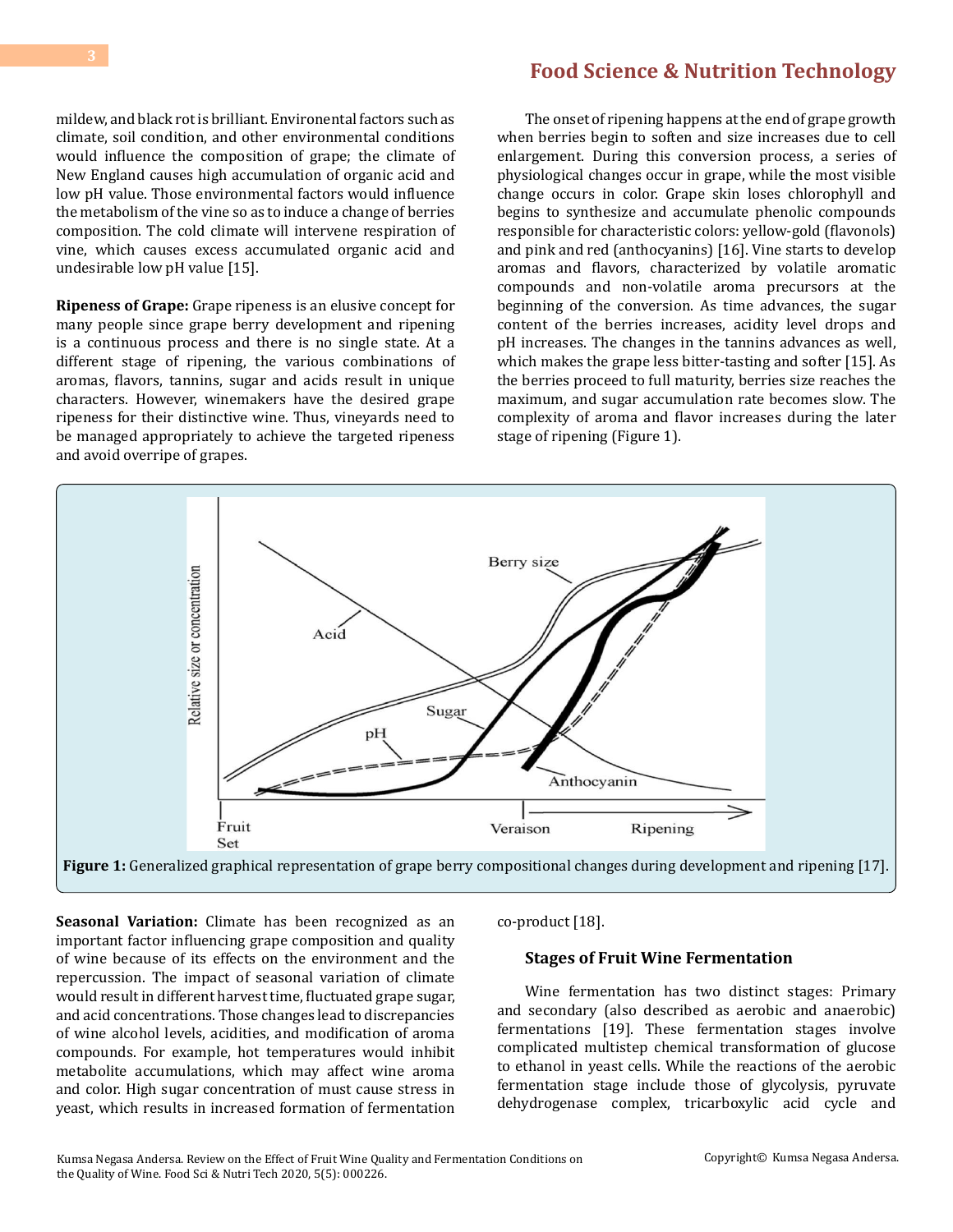mildew, and black rot is brilliant. Environental factors such as climate, soil condition, and other environmental conditions would influence the composition of grape; the climate of New England causes high accumulation of organic acid and low pH value. Those environmental factors would influence the metabolism of the vine so as to induce a change of berries composition. The cold climate will intervene respiration of vine, which causes excess accumulated organic acid and undesirable low pH value [15].

**Ripeness of Grape:** Grape ripeness is an elusive concept for many people since grape berry development and ripening is a continuous process and there is no single state. At a different stage of ripening, the various combinations of aromas, flavors, tannins, sugar and acids result in unique characters. However, winemakers have the desired grape ripeness for their distinctive wine. Thus, vineyards need to be managed appropriately to achieve the targeted ripeness and avoid overripe of grapes.

The onset of ripening happens at the end of grape growth when berries begin to soften and size increases due to cell enlargement. During this conversion process, a series of physiological changes occur in grape, while the most visible change occurs in color. Grape skin loses chlorophyll and begins to synthesize and accumulate phenolic compounds responsible for characteristic colors: yellow-gold (flavonols) and pink and red (anthocyanins) [16]. Vine starts to develop aromas and flavors, characterized by volatile aromatic compounds and non-volatile aroma precursors at the beginning of the conversion. As time advances, the sugar content of the berries increases, acidity level drops and pH increases. The changes in the tannins advances as well, which makes the grape less bitter-tasting and softer [15]. As the berries proceed to full maturity, berries size reaches the maximum, and sugar accumulation rate becomes slow. The complexity of aroma and flavor increases during the later stage of ripening (Figure 1).

**Figure 1:** Generalized graphical representation of grape berry compositional changes during development and ripening [17].

**Seasonal Variation:** Climate has been recognized as an important factor influencing grape composition and quality of wine because of its effects on the environment and the repercussion. The impact of seasonal variation of climate would result in different harvest time, fluctuated grape sugar, and acid concentrations. Those changes lead to discrepancies of wine alcohol levels, acidities, and modification of aroma compounds. For example, hot temperatures would inhibit metabolite accumulations, which may affect wine aroma and color. High sugar concentration of must cause stress in yeast, which results in increased formation of fermentation co-product [18].

### Stages of Fruit Wine Fermentation

Wine fermentation has two distinct stages: Primary and secondary (also described as aerobic and anaerobic) fermentations [19]. These fermentation stages involve complicated multistep chemical transformation of glucose to ethanol in yeast cells. While the reactions of the aerobic fermentation stage include those of glycolysis, pyruvate dehydrogenase complex, tricarboxylic acid cycle and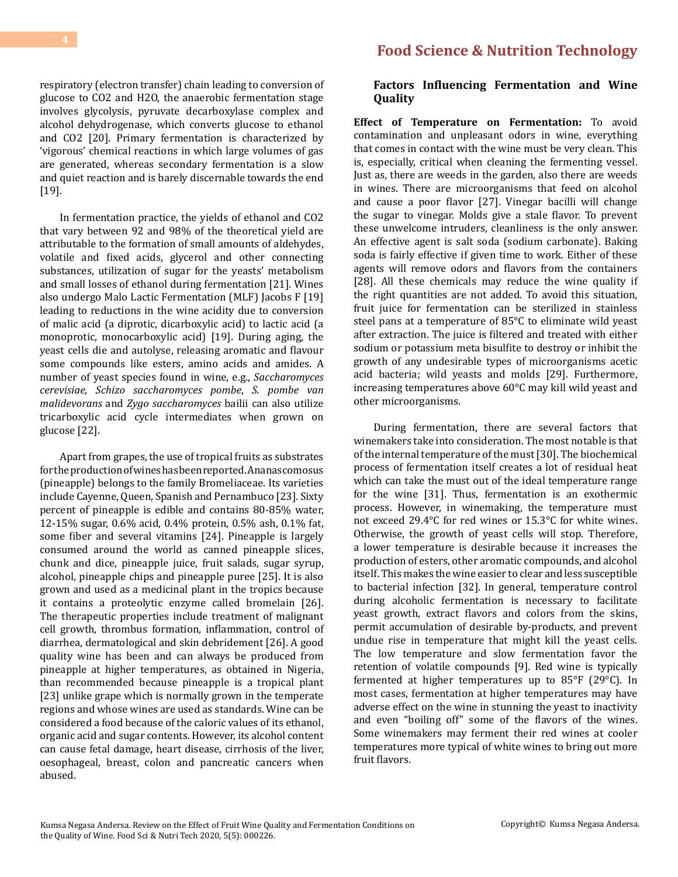respiratory (electron transfer) chain leading to conversion of glucose to CO2 and H2O, the anaerobic fermentation stage involves glycolysis, pyruvate decarboxylase complex and alcohol dehydrogenase, which converts glucose to ethanol and CO2 [20]. Primary fermentation is characterized by 'vigorous' chemical reactions in which large volumes of gas are generated, whereas secondary fermentation is a slow and quiet reaction and is barely discernable towards the end [19].

In fermentation practice, the yields of ethanol and CO2 that vary between 92 and 98% of the theoretical yield are attributable to the formation of small amounts of aldehydes, volatile and fixed acids, glycerol and other connecting substances, utilization of sugar for the yeasts' metabolism and small losses of ethanol during fermentation [21]. Wines also undergo Malo Lactic Fermentation (MLF) Jacobs F [19] leading to reductions in the wine acidity due to conversion of malic acid (a diprotic, dicarboxylic acid) to lactic acid (a monoprotic, monocarboxylic acid) [19]. During aging, the yeast cells die and autolyse, releasing aromatic and flavour some compounds like esters, amino acids and amides. A number of yeast species found in wine, e.g., *Saccharomyces cerevisiae, Schizo saccharomyces pombe*, *S. pombe van malidevorans* and *Zygo saccharomyces* bailii can also utilize tricarboxylic acid cycle intermediates when grown on glucose [22].

Apart from grapes, the use of tropical fruits as substrates for the production of wines has been reported. Ananas comosus (pineapple) belongs to the family Bromeliaceae. Its varieties include Cayenne, Queen, Spanish and Pernambuco [23]. Sixty percent of pineapple is edible and contains 80-85% water, 12-15% sugar, 0.6% acid, 0.4% protein, 0.5% ash, 0.1% fat, some fiber and several vitamins [24]. Pineapple is largely consumed around the world as canned pineapple slices, chunk and dice, pineapple juice, fruit salads, sugar syrup, alcohol, pineapple chips and pineapple puree [25]. It is also grown and used as a medicinal plant in the tropics because it contains a proteolytic enzyme called bromelain [26]. The therapeutic properties include treatment of malignant cell growth, thrombus formation, inflammation, control of diarrhea, dermatological and skin debridement [26]. A good quality wine has been and can always be produced from pineapple at higher temperatures, as obtained in Nigeria, than recommended because pineapple is a tropical plant [23] unlike grape which is normally grown in the temperate regions and whose wines are used as standards. Wine can be considered a food because of the caloric values of its ethanol, organic acid and sugar contents. However, its alcohol content can cause fetal damage, heart disease, cirrhosis of the liver, oesophageal, breast, colon and pancreatic cancers when abused.

## Factors Influencing Fermentation and Wine Quality

**Effect of Temperature on Fermentation:** To avoid contamination and unpleasant odors in wine, everything that comes in contact with the wine must be very clean. This is, especially, critical when cleaning the fermenting vessel. Just as, there are weeds in the garden, also there are weeds in wines. There are microorganisms that feed on alcohol and cause a poor flavor [27]. Vinegar bacilli will change the sugar to vinegar. Molds give a stale flavor. To prevent these unwelcome intruders, cleanliness is the only answer. An effective agent is salt soda (sodium carbonate). Baking soda is fairly effective if given time to work. Either of these agents will remove odors and flavors from the containers [28]. All these chemicals may reduce the wine quality if the right quantities are not added. To avoid this situation, fruit juice for fermentation can be sterilized in stainless steel pans at a temperature of 85°C to eliminate wild yeast after extraction. The juice is filtered and treated with either sodium or potassium meta bisulfite to destroy or inhibit the growth of any undesirable types of microorganisms acetic acid bacteria; wild yeasts and molds [29]. Furthermore, increasing temperatures above 60°C may kill wild yeast and other microorganisms.

During fermentation, there are several factors that winemakers take into consideration. The most notable is that of the internal temperature of the must [30]. The biochemical process of fermentation itself creates a lot of residual heat which can take the must out of the ideal temperature range for the wine [31]. Thus, fermentation is an exothermic process. However, in winemaking, the temperature must not exceed 29.4°C for red wines or 15.3°C for white wines. Otherwise, the growth of yeast cells will stop. Therefore, a lower temperature is desirable because it increases the production of esters, other aromatic compounds, and alcohol itself. This makes the wine easier to clear and less susceptible to bacterial infection [32]. In general, temperature control during alcoholic fermentation is necessary to facilitate yeast growth, extract flavors and colors from the skins, permit accumulation of desirable by-products, and prevent undue rise in temperature that might kill the yeast cells. The low temperature and slow fermentation favor the retention of volatile compounds [9]. Red wine is typically fermented at higher temperatures up to 85°F (29°C). In most cases, fermentation at higher temperatures may have adverse effect on the wine in stunning the yeast to inactivity and even "boiling off" some of the flavors of the wines. Some winemakers may ferment their red wines at cooler temperatures more typical of white wines to bring out more fruit flavors.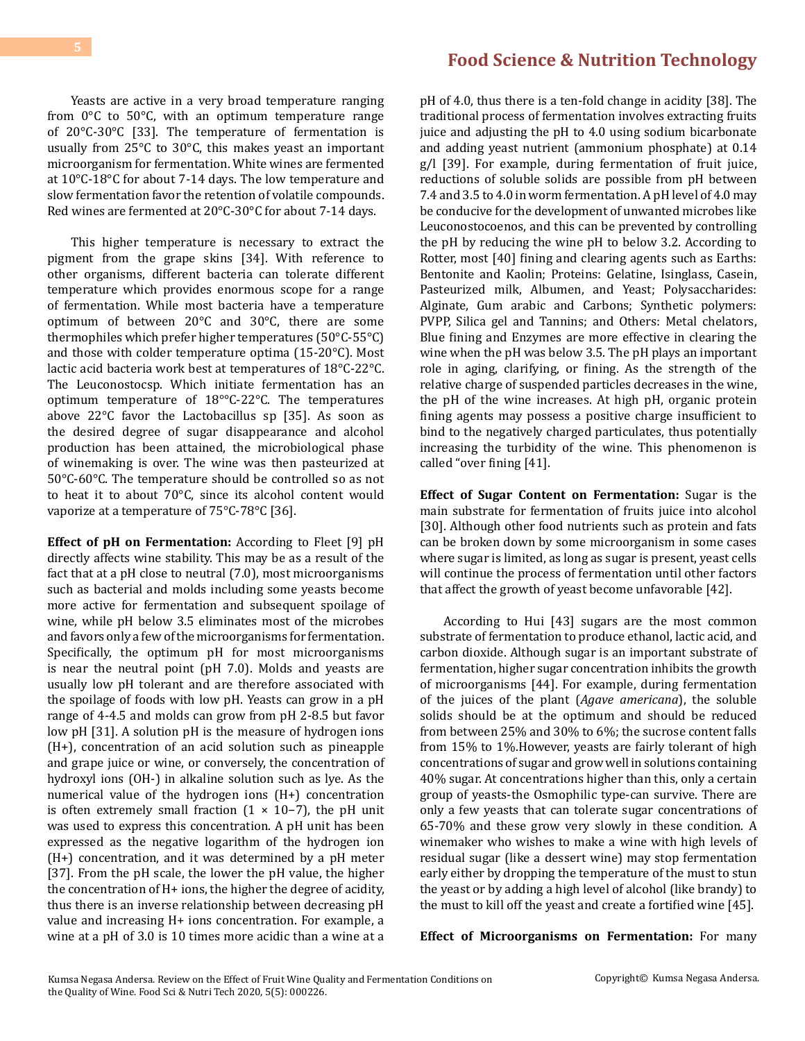Yeasts are active in a very broad temperature ranging from 0°C to 50°C, with an optimum temperature range of 20°C-30°C [33]. The temperature of fermentation is usually from 25°C to 30°C, this makes yeast an important microorganism for fermentation. White wines are fermented at 10°C-18°C for about 7-14 days. The low temperature and slow fermentation favor the retention of volatile compounds. Red wines are fermented at 20°C-30°C for about 7-14 days.

This higher temperature is necessary to extract the pigment from the grape skins [34]. With reference to other organisms, different bacteria can tolerate different temperature which provides enormous scope for a range of fermentation. While most bacteria have a temperature optimum of between 20°C and 30°C, there are some thermophiles which prefer higher temperatures (50°C-55°C) and those with colder temperature optima (15-20°C). Most lactic acid bacteria work best at temperatures of 18°C-22°C. The Leuconostocsp. Which initiate fermentation has an optimum temperature of 18°°C-22°C. The temperatures above 22°C favor the Lactobacillus sp [35]. As soon as the desired degree of sugar disappearance and alcohol production has been attained, the microbiological phase of winemaking is over. The wine was then pasteurized at 50°C-60°C. The temperature should be controlled so as not to heat it to about 70°C, since its alcohol content would vaporize at a temperature of 75°C-78°C [36].

**Effect of pH on Fermentation:** According to Fleet [9] pH directly affects wine stability. This may be as a result of the fact that at a pH close to neutral (7.0), most microorganisms such as bacterial and molds including some yeasts become more active for fermentation and subsequent spoilage of wine, while pH below 3.5 eliminates most of the microbes and favors only a few of the microorganisms for fermentation. Specifically, the optimum pH for most microorganisms is near the neutral point (pH 7.0). Molds and yeasts are usually low pH tolerant and are therefore associated with the spoilage of foods with low pH. Yeasts can grow in a pH range of 4-4.5 and molds can grow from pH 2-8.5 but favor low pH [31]. A solution pH is the measure of hydrogen ions ($H^+$), concentration of an acid solution such as pineapple and grape juice or wine, or conversely, the concentration of hydroxyl ions ($OH^-$) in alkaline solution such as lye. As the numerical value of the hydrogen ions ($H^+$) concentration is often extremely small fraction ($1 \times 10^{-7}$), the pH unit was used to express this concentration. A pH unit has been expressed as the negative logarithm of the hydrogen ion ($H^+$) concentration, and it was determined by a pH meter [37]. From the pH scale, the lower the pH value, the higher the concentration of $H^+$ ions, the higher the degree of acidity, thus there is an inverse relationship between decreasing pH value and increasing $H^+$ ions concentration. For example, a wine at a pH of 3.0 is 10 times more acidic than a wine at a pH of 4.0, thus there is a ten-fold change in acidity [38]. The traditional process of fermentation involves extracting fruits juice and adjusting the pH to 4.0 using sodium bicarbonate and adding yeast nutrient (ammonium phosphate) at 0.14 g/l [39]. For example, during fermentation of fruit juice, reductions of soluble solids are possible from pH between 7.4 and 3.5 to 4.0 in worm fermentation. A pH level of 4.0 may be conducive for the development of unwanted microbes like Leuconostocoenos, and this can be prevented by controlling the pH by reducing the wine pH to below 3.2. According to Rotter, most [40] fining and clearing agents such as Earths: Bentonite and Kaolin; Proteins: Gelatine, Isinglass, Casein, Pasteurized milk, Albumen, and Yeast; Polysaccharides: Alginate, Gum arabic and Carbons; Synthetic polymers: PVPP, Silica gel and Tannins; and Others: Metal chelators, Blue fining and Enzymes are more effective in clearing the wine when the pH was below 3.5. The pH plays an important role in aging, clarifying, or fining. As the strength of the relative charge of suspended particles decreases in the wine, the pH of the wine increases. At high pH, organic protein fining agents may possess a positive charge insufficient to bind to the negatively charged particulates, thus potentially increasing the turbidity of the wine. This phenomenon is called "over fining [41].

**Effect of Sugar Content on Fermentation:** Sugar is the main substrate for fermentation of fruits juice into alcohol [30]. Although other food nutrients such as protein and fats can be broken down by some microorganism in some cases where sugar is limited, as long as sugar is present, yeast cells will continue the process of fermentation until other factors that affect the growth of yeast become unfavorable [42].

According to Hui [43] sugars are the most common substrate of fermentation to produce ethanol, lactic acid, and carbon dioxide. Although sugar is an important substrate of fermentation, higher sugar concentration inhibits the growth of microorganisms [44]. For example, during fermentation of the juices of the plant (*Agave americana*), the soluble solids should be at the optimum and should be reduced from between 25% and 30% to 6%; the sucrose content falls from 15% to 1%.However, yeasts are fairly tolerant of high concentrations of sugar and grow well in solutions containing 40% sugar. At concentrations higher than this, only a certain group of yeasts-the Osmophilic type-can survive. There are only a few yeasts that can tolerate sugar concentrations of 65-70% and these grow very slowly in these condition. A winemaker who wishes to make a wine with high levels of residual sugar (like a dessert wine) may stop fermentation early either by dropping the temperature of the must to stun the yeast or by adding a high level of alcohol (like brandy) to the must to kill off the yeast and create a fortified wine [45].

**Effect of Microorganisms on Fermentation:** For many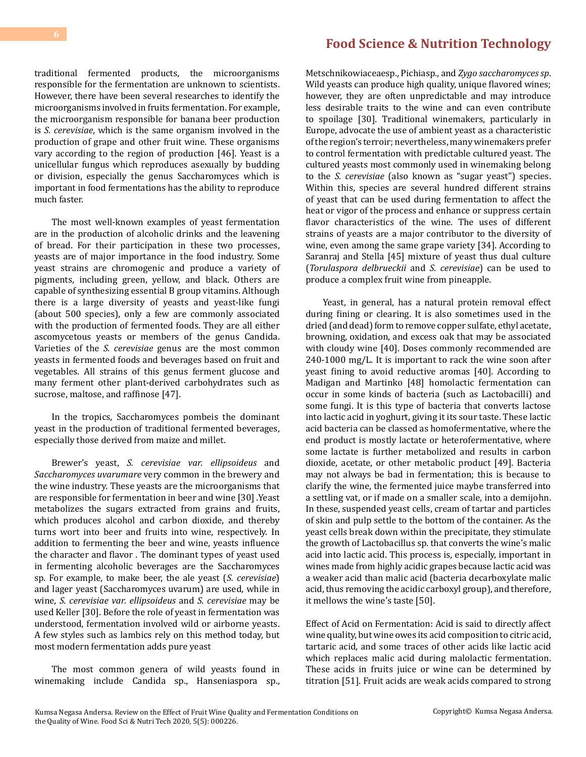traditional fermented products, the microorganisms responsible for the fermentation are unknown to scientists. However, there have been several researches to identify the microorganisms involved in fruits fermentation. For example, the microorganism responsible for banana beer production is *S. cerevisiae*, which is the same organism involved in the production of grape and other fruit wine. These organisms vary according to the region of production [46]. Yeast is a unicellular fungus which reproduces asexually by budding or division, especially the genus Saccharomyces which is important in food fermentations has the ability to reproduce much faster.

The most well-known examples of yeast fermentation are in the production of alcoholic drinks and the leavening of bread. For their participation in these two processes, yeasts are of major importance in the food industry. Some yeast strains are chromogenic and produce a variety of pigments, including green, yellow, and black. Others are capable of synthesizing essential B group vitamins. Although there is a large diversity of yeasts and yeast-like fungi (about 500 species), only a few are commonly associated with the production of fermented foods. They are all either ascomycetous yeasts or members of the genus Candida. Varieties of the *S. cerevisiae* genus are the most common yeasts in fermented foods and beverages based on fruit and vegetables. All strains of this genus ferment glucose and many ferment other plant-derived carbohydrates such as sucrose, maltose, and raffinose [47].

In the tropics, Saccharomyces pombeis the dominant yeast in the production of traditional fermented beverages, especially those derived from maize and millet.

Brewer's yeast, *S. cerevisiae var. ellipsoideus* and *Saccharomyces uvarumare* very common in the brewery and the wine industry. These yeasts are the microorganisms that are responsible for fermentation in beer and wine [30] .Yeast metabolizes the sugars extracted from grains and fruits, which produces alcohol and carbon dioxide, and thereby turns wort into beer and fruits into wine, respectively. In addition to fermenting the beer and wine, yeasts influence the character and flavor . The dominant types of yeast used in fermenting alcoholic beverages are the Saccharomyces sp. For example, to make beer, the ale yeast (*S. cerevisiae*) and lager yeast (Saccharomyces uvarum) are used, while in wine, *S. cerevisiae var. ellipsoideus* and *S. cerevisiae* may be used Keller [30]. Before the role of yeast in fermentation was understood, fermentation involved wild or airborne yeasts. A few styles such as lambics rely on this method today, but most modern fermentation adds pure yeast

The most common genera of wild yeasts found in winemaking include Candida sp., Hanseniaspora sp., Metschnikowiaceaesp., Pichiasp., and *Zygo saccharomyces sp*. Wild yeasts can produce high quality, unique flavored wines; however, they are often unpredictable and may introduce less desirable traits to the wine and can even contribute to spoilage [30]. Traditional winemakers, particularly in Europe, advocate the use of ambient yeast as a characteristic of the region's terroir; nevertheless, many winemakers prefer to control fermentation with predictable cultured yeast. The cultured yeasts most commonly used in winemaking belong to the *S. cerevisiae* (also known as "sugar yeast") species. Within this, species are several hundred different strains of yeast that can be used during fermentation to affect the heat or vigor of the process and enhance or suppress certain flavor characteristics of the wine. The uses of different strains of yeasts are a major contributor to the diversity of wine, even among the same grape variety [34]. According to Saranraj and Stella [45] mixture of yeast thus dual culture (*Torulaspora delbrueckii* and *S. cerevisiae*) can be used to produce a complex fruit wine from pineapple.

Yeast, in general, has a natural protein removal effect during fining or clearing. It is also sometimes used in the dried (and dead) form to remove copper sulfate, ethyl acetate, browning, oxidation, and excess oak that may be associated with cloudy wine [40]. Doses commonly recommended are 240-1000 mg/L. It is important to rack the wine soon after yeast fining to avoid reductive aromas [40]. According to Madigan and Martinko [48] homolactic fermentation can occur in some kinds of bacteria (such as Lactobacilli) and some fungi. It is this type of bacteria that converts lactose into lactic acid in yoghurt, giving it its sour taste. These lactic acid bacteria can be classed as homofermentative, where the end product is mostly lactate or heterofermentative, where some lactate is further metabolized and results in carbon dioxide, acetate, or other metabolic product [49]. Bacteria may not always be bad in fermentation; this is because to clarify the wine, the fermented juice maybe transferred into a settling vat, or if made on a smaller scale, into a demijohn. In these, suspended yeast cells, cream of tartar and particles of skin and pulp settle to the bottom of the container. As the yeast cells break down within the precipitate, they stimulate the growth of Lactobacillus sp. that converts the wine's malic acid into lactic acid. This process is, especially, important in wines made from highly acidic grapes because lactic acid was a weaker acid than malic acid (bacteria decarboxylate malic acid, thus removing the acidic carboxyl group), and therefore, it mellows the wine's taste [50].

Effect of Acid on Fermentation: Acid is said to directly affect wine quality, but wine owes its acid composition to citric acid, tartaric acid, and some traces of other acids like lactic acid which replaces malic acid during malolactic fermentation. These acids in fruits juice or wine can be determined by titration [51]. Fruit acids are weak acids compared to strong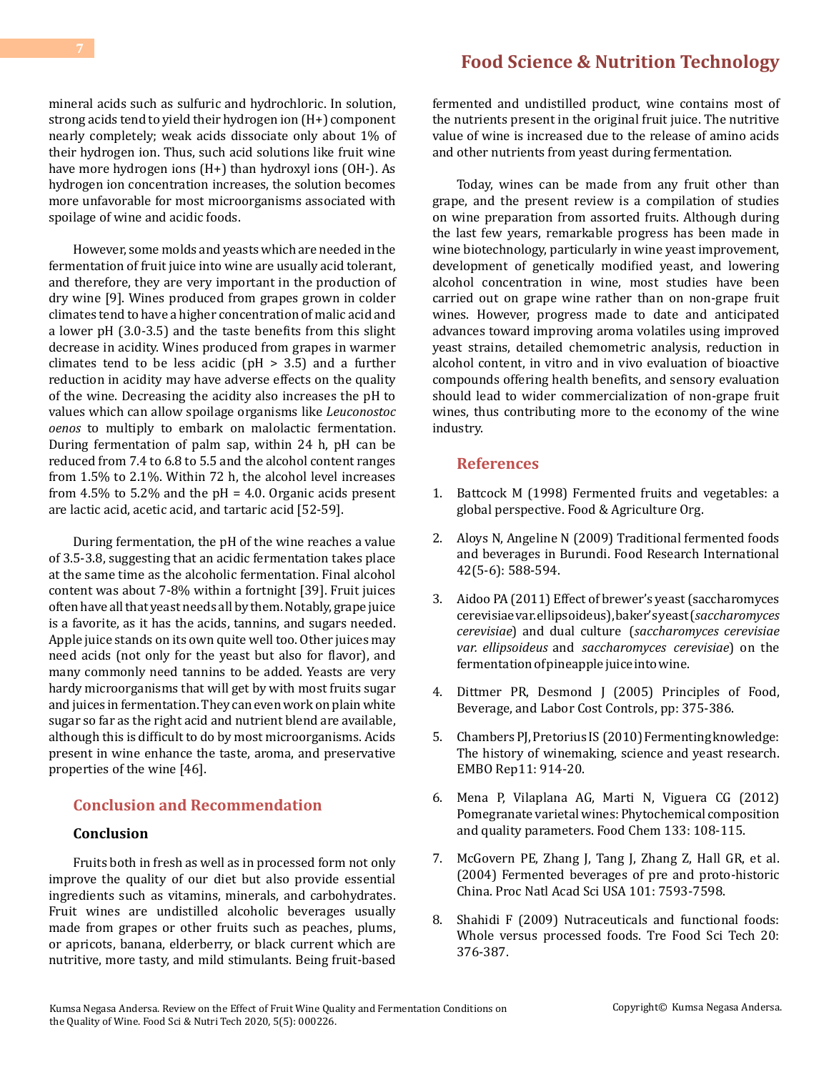mineral acids such as sulfuric and hydrochloric. In solution, strong acids tend to yield their hydrogen ion (H+) component nearly completely; weak acids dissociate only about 1% of their hydrogen ion. Thus, such acid solutions like fruit wine have more hydrogen ions (H+) than hydroxyl ions (OH-). As hydrogen ion concentration increases, the solution becomes more unfavorable for most microorganisms associated with spoilage of wine and acidic foods.

However, some molds and yeasts which are needed in the fermentation of fruit juice into wine are usually acid tolerant, and therefore, they are very important in the production of dry wine [9]. Wines produced from grapes grown in colder climates tend to have a higher concentration of malic acid and a lower pH (3.0-3.5) and the taste benefits from this slight decrease in acidity. Wines produced from grapes in warmer climates tend to be less acidic (pH > 3.5) and a further reduction in acidity may have adverse effects on the quality of the wine. Decreasing the acidity also increases the pH to values which can allow spoilage organisms like *Leuconostoc oenos* to multiply to embark on malolactic fermentation. During fermentation of palm sap, within 24 h, pH can be reduced from 7.4 to 6.8 to 5.5 and the alcohol content ranges from 1.5% to 2.1%. Within 72 h, the alcohol level increases from 4.5% to 5.2% and the pH = 4.0. Organic acids present are lactic acid, acetic acid, and tartaric acid [52-59].

During fermentation, the pH of the wine reaches a value of 3.5-3.8, suggesting that an acidic fermentation takes place at the same time as the alcoholic fermentation. Final alcohol content was about 7-8% within a fortnight [39]. Fruit juices often have all that yeast needs all by them. Notably, grape juice is a favorite, as it has the acids, tannins, and sugars needed. Apple juice stands on its own quite well too. Other juices may need acids (not only for the yeast but also for flavor), and many commonly need tannins to be added. Yeasts are very hardy microorganisms that will get by with most fruits sugar and juices in fermentation. They can even work on plain white sugar so far as the right acid and nutrient blend are available, although this is difficult to do by most microorganisms. Acids present in wine enhance the taste, aroma, and preservative properties of the wine [46].

## Conclusion and Recommendation

### Conclusion

Fruits both in fresh as well as in processed form not only improve the quality of our diet but also provide essential ingredients such as vitamins, minerals, and carbohydrates. Fruit wines are undistilled alcoholic beverages usually made from grapes or other fruits such as peaches, plums, or apricots, banana, elderberry, or black current which are nutritive, more tasty, and mild stimulants. Being fruit-based fermented and undistilled product, wine contains most of the nutrients present in the original fruit juice. The nutritive value of wine is increased due to the release of amino acids and other nutrients from yeast during fermentation.

Today, wines can be made from any fruit other than grape, and the present review is a compilation of studies on wine preparation from assorted fruits. Although during the last few years, remarkable progress has been made in wine biotechnology, particularly in wine yeast improvement, development of genetically modified yeast, and lowering alcohol concentration in wine, most studies have been carried out on grape wine rather than on non-grape fruit wines. However, progress made to date and anticipated advances toward improving aroma volatiles using improved yeast strains, detailed chemometric analysis, reduction in alcohol content, in vitro and in vivo evaluation of bioactive compounds offering health benefits, and sensory evaluation should lead to wider commercialization of non-grape fruit wines, thus contributing more to the economy of the wine industry.

## References

1. Battcock M (1998) Fermented fruits and vegetables: a global perspective. Food & Agriculture Org.
2. Aloys N, Angeline N (2009) Traditional fermented foods and beverages in Burundi. Food Research International 42(5-6): 588-594.
3. Aidoo PA (2011) Effect of brewer's yeast (saccharomyces cerevisiae var. ellipsoideus), baker's yeast (*saccharomyces cerevisiae*) and dual culture (*saccharomyces cerevisiae var. ellipsoideus* and *saccharomyces cerevisiae*) on the fermentation of pineapple juice into wine.
4. Dittmer PR, Desmond J (2005) Principles of Food, Beverage, and Labor Cost Controls, pp: 375-386.
5. Chambers PJ, Pretorius IS (2010) Fermenting knowledge: The history of winemaking, science and yeast research. EMBO Rep11: 914-20.
6. Mena P, Vilaplana AG, Marti N, Viguera CG (2012) Pomegranate varietal wines: Phytochemical composition and quality parameters. Food Chem 133: 108-115.
7. McGovern PE, Zhang J, Tang J, Zhang Z, Hall GR, et al. (2004) Fermented beverages of pre and proto-historic China. Proc Natl Acad Sci USA 101: 7593-7598.
8. Shahidi F (2009) Nutraceuticals and functional foods: Whole versus processed foods. Tre Food Sci Tech 20: 376-387.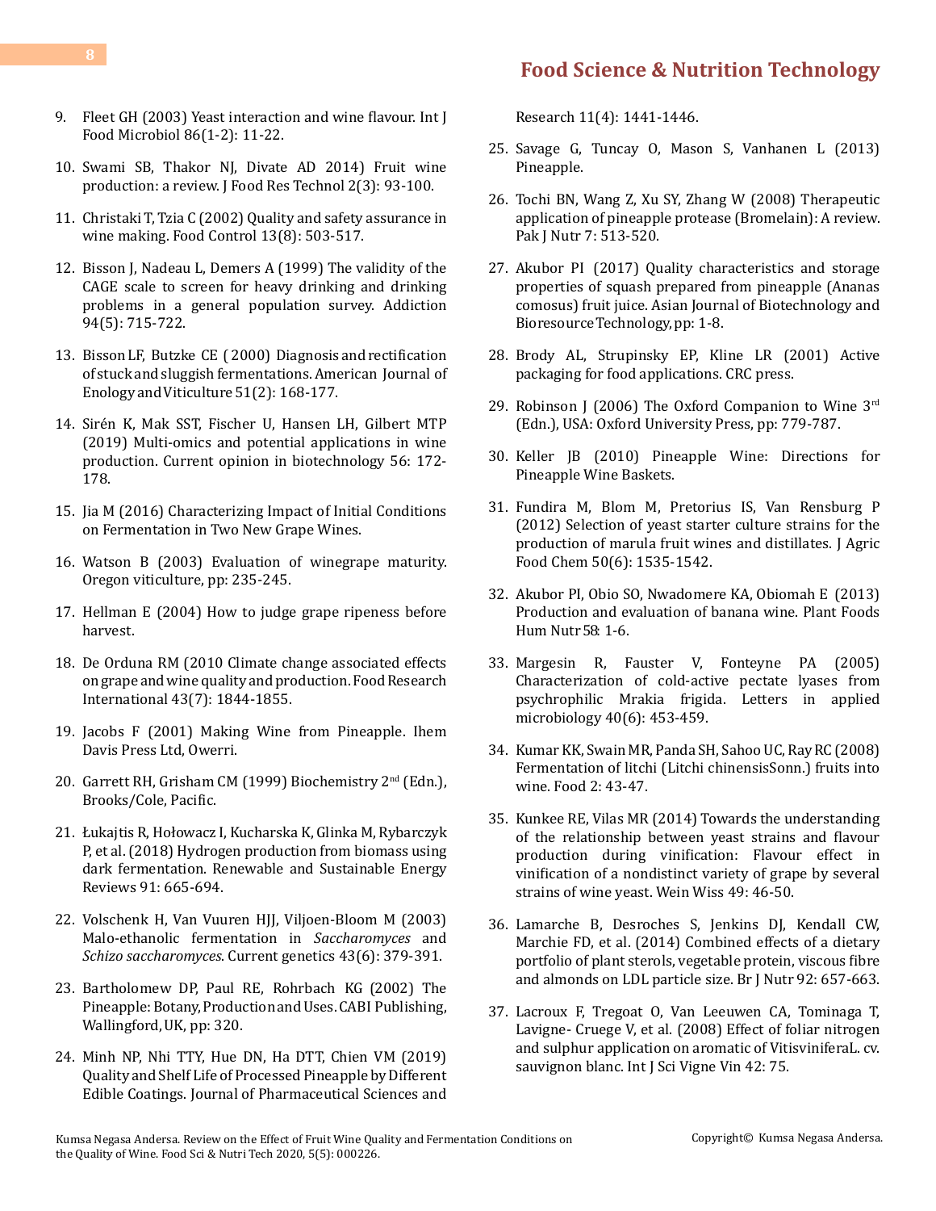9. Fleet GH (2003) Yeast interaction and wine flavour. Int J Food Microbiol 86(1-2): 11-22.

10. Swami SB, Thakor NJ, Divate AD 2014) Fruit wine production: a review. J Food Res Technol 2(3): 93-100.

11. Christaki T, Tzia C (2002) Quality and safety assurance in wine making. Food Control 13(8): 503-517.

12. Bisson J, Nadeau L, Demers A (1999) The validity of the CAGE scale to screen for heavy drinking and drinking problems in a general population survey. Addiction 94(5): 715-722.

13. Bisson LF, Butzke CE ( 2000) Diagnosis and rectification of stuck and sluggish fermentations. American Journal of Enology and Viticulture 51(2): 168-177.

14. Sirén K, Mak SST, Fischer U, Hansen LH, Gilbert MTP (2019) Multi-omics and potential applications in wine production. Current opinion in biotechnology 56: 172-178.

15. Jia M (2016) Characterizing Impact of Initial Conditions on Fermentation in Two New Grape Wines.

16. Watson B (2003) Evaluation of winegrape maturity. Oregon viticulture, pp: 235-245.

17. Hellman E (2004) How to judge grape ripeness before harvest.

18. De Orduna RM (2010 Climate change associated effects on grape and wine quality and production. Food Research International 43(7): 1844-1855.

19. Jacobs F (2001) Making Wine from Pineapple. Ihem Davis Press Ltd, Owerri.

20. Garrett RH, Grisham CM (1999) Biochemistry 2nd (Edn.), Brooks/Cole, Pacific.

21. Łukajtis R, Hołowacz I, Kucharska K, Glinka M, Rybarczyk P, et al. (2018) Hydrogen production from biomass using dark fermentation. Renewable and Sustainable Energy Reviews 91: 665-694.

22. Volschenk H, Van Vuuren HJJ, Viljoen-Bloom M (2003) Malo-ethanolic fermentation in *Saccharomyces* and *Schizo saccharomyces*. Current genetics 43(6): 379-391.

23. Bartholomew DP, Paul RE, Rohrbach KG (2002) The Pineapple: Botany, Production and Uses. CABI Publishing, Wallingford, UK, pp: 320.

24. Minh NP, Nhi TTY, Hue DN, Ha DTT, Chien VM (2019) Quality and Shelf Life of Processed Pineapple by Different Edible Coatings. Journal of Pharmaceutical Sciences and Research 11(4): 1441-1446.

25. Savage G, Tuncay O, Mason S, Vanhanen L (2013) Pineapple.

26. Tochi BN, Wang Z, Xu SY, Zhang W (2008) Therapeutic application of pineapple protease (Bromelain): A review. Pak J Nutr 7: 513-520.

27. Akubor PI (2017) Quality characteristics and storage properties of squash prepared from pineapple (Ananas comosus) fruit juice. Asian Journal of Biotechnology and Bioresource Technology, pp: 1-8.

28. Brody AL, Strupinsky EP, Kline LR (2001) Active packaging for food applications. CRC press.

29. Robinson J (2006) The Oxford Companion to Wine 3rd (Edn.), USA: Oxford University Press, pp: 779-787.

30. Keller JB (2010) Pineapple Wine: Directions for Pineapple Wine Baskets.

31. Fundira M, Blom M, Pretorius IS, Van Rensburg P (2012) Selection of yeast starter culture strains for the production of marula fruit wines and distillates. J Agric Food Chem 50(6): 1535-1542.

32. Akubor PI, Obio SO, Nwadomere KA, Obiomah E (2013) Production and evaluation of banana wine. Plant Foods Hum Nutr 58: 1-6.

33. Margesin R, Fauster V, Fonteyne PA (2005) Characterization of cold-active pectate lyases from psychrophilic Mrakia frigida. Letters in applied microbiology 40(6): 453-459.

34. Kumar KK, Swain MR, Panda SH, Sahoo UC, Ray RC (2008) Fermentation of litchi (Litchi chinensisSonn.) fruits into wine. Food 2: 43-47.

35. Kunkee RE, Vilas MR (2014) Towards the understanding of the relationship between yeast strains and flavour production during vinification: Flavour effect in vinification of a nondistinct variety of grape by several strains of wine yeast. Wein Wiss 49: 46-50.

36. Lamarche B, Desroches S, Jenkins DJ, Kendall CW, Marchie FD, et al. (2014) Combined effects of a dietary portfolio of plant sterols, vegetable protein, viscous fibre and almonds on LDL particle size. Br J Nutr 92: 657-663.

37. Lacroux F, Tregoat O, Van Leeuwen CA, Tominaga T, Lavigne- Cruege V, et al. (2008) Effect of foliar nitrogen and sulphur application on aromatic of VitisviniferaL. cv. sauvignon blanc. Int J Sci Vigne Vin 42: 75.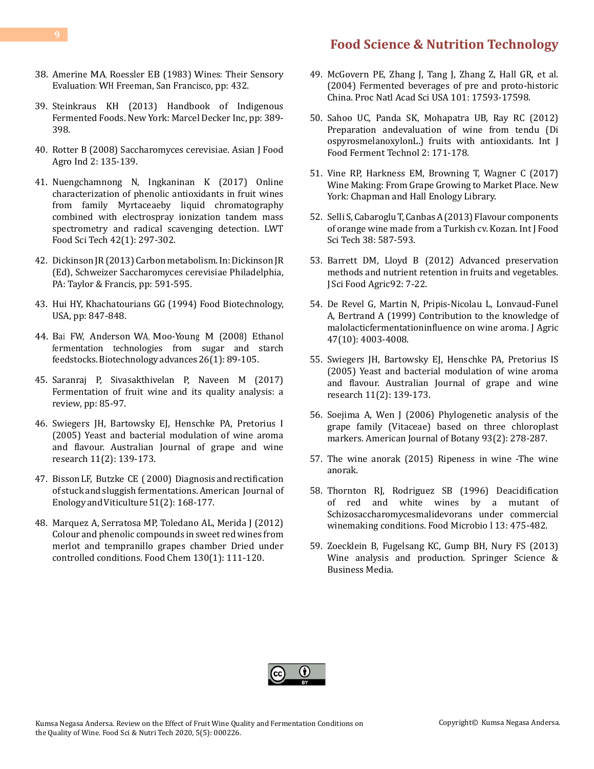38. Amerine MA, Roessler EB (1983) Wines: Their Sensory Evaluation: WH Freeman, San Francisco, pp: 432.

39. Steinkraus KH (2013) Handbook of Indigenous Fermented Foods. New York: Marcel Decker Inc, pp: 389-398.

40. Rotter B (2008) Saccharomyces cerevisiae. Asian J Food Agro Ind 2: 135-139.

41. Nuengchamnong N, Ingkaninan K (2017) Online characterization of phenolic antioxidants in fruit wines from family Myrtaceaeby liquid chromatography combined with electrospray ionization tandem mass spectrometry and radical scavenging detection. LWT Food Sci Tech 42(1): 297-302.

42. Dickinson JR (2013) Carbon metabolism. In: Dickinson JR (Ed), Schweizer Saccharomyces cerevisiae Philadelphia, PA: Taylor & Francis, pp: 591-595.

43. Hui HY, Khachatourians GG (1994) Food Biotechnology, USA, pp: 847-848.

44. Bai FW, Anderson WA, Moo-Young M (2008) Ethanol fermentation technologies from sugar and starch feedstocks. Biotechnology advances 26(1): 89-105.

45. Saranraj P, Sivasakthivelan P, Naveen M (2017) Fermentation of fruit wine and its quality analysis: a review, pp: 85-97.

46. Swiegers JH, Bartowsky EJ, Henschke PA, Pretorius I (2005) Yeast and bacterial modulation of wine aroma and flavour. Australian Journal of grape and wine research 11(2): 139-173.

47. Bisson LF, Butzke CE (2000) Diagnosis and rectification of stuck and sluggish fermentations. American Journal of Enology and Viticulture 51(2): 168-177.

48. Marquez A, Serratosa MP, Toledano AL, Merida J (2012) Colour and phenolic compounds in sweet red wines from merlot and tempranillo grapes chamber Dried under controlled conditions. Food Chem 130(1): 111-120.

49. McGovern PE, Zhang J, Tang J, Zhang Z, Hall GR, et al. (2004) Fermented beverages of pre and proto-historic China. Proc Natl Acad Sci USA 101: 17593-17598.

50. Sahoo UC, Panda SK, Mohapatra UB, Ray RC (2012) Preparation andevaluation of wine from tendu (Di ospyrosmelanoxylonL.) fruits with antioxidants. Int J Food Ferment Technol 2: 171-178.

51. Vine RP, Harkness EM, Browning T, Wagner C (2017) Wine Making: From Grape Growing to Market Place. New York: Chapman and Hall Enology Library.

52. Selli S, Cabaroglu T, Canbas A (2013) Flavour components of orange wine made from a Turkish cv. Kozan. Int J Food Sci Tech 38: 587-593.

53. Barrett DM, Lloyd B (2012) Advanced preservation methods and nutrient retention in fruits and vegetables. J Sci Food Agric92: 7-22.

54. De Revel G, Martin N, Pripis-Nicolau L, Lonvaud-Funel A, Bertrand A (1999) Contribution to the knowledge of malolacticfermentationinfluence on wine aroma. J Agric 47(10): 4003-4008.

55. Swiegers JH, Bartowsky EJ, Henschke PA, Pretorius IS (2005) Yeast and bacterial modulation of wine aroma and flavour. Australian Journal of grape and wine research 11(2): 139-173.

56. Soejima A, Wen J (2006) Phylogenetic analysis of the grape family (Vitaceae) based on three chloroplast markers. American Journal of Botany 93(2): 278-287.

57. The wine anorak (2015) Ripeness in wine -The wine anorak.

58. Thornton RJ, Rodriguez SB (1996) Deacidification of red and white wines by a mutant of Schizosaccharomycesmalidevorans under commercial winemaking conditions. Food Microbio l 13: 475-482.

59. Zoecklein B, Fugelsang KC, Gump BH, Nury FS (2013) Wine analysis and production. Springer Science & Business Media.